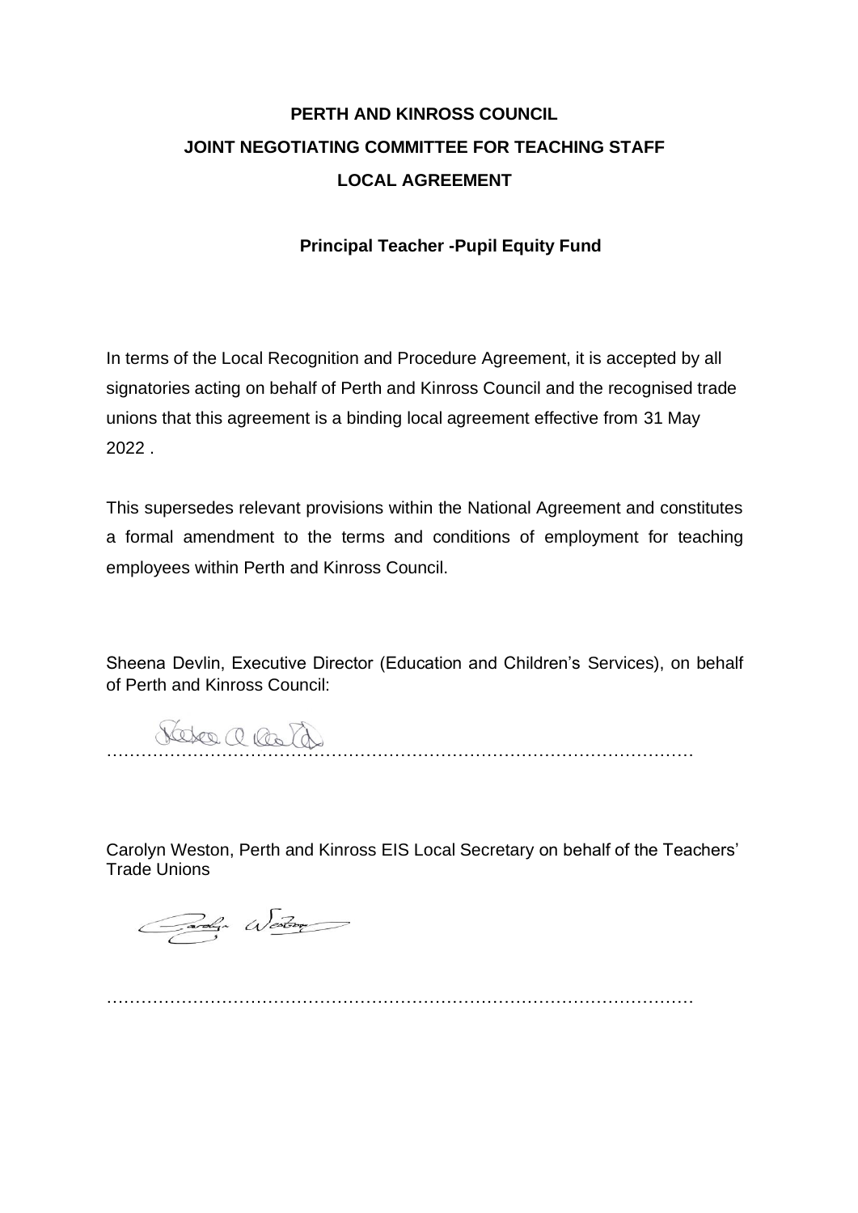# PERTH AND KINROSS COUNCIL
# JOINT NEGOTIATING COMMITTEE FOR TEACHING STAFF
# LOCAL AGREEMENT

## Principal Teacher -Pupil Equity Fund

In terms of the Local Recognition and Procedure Agreement, it is accepted by all signatories acting on behalf of Perth and Kinross Council and the recognised trade unions that this agreement is a binding local agreement effective from 31 May 2022 .

This supersedes relevant provisions within the National Agreement and constitutes a formal amendment to the terms and conditions of employment for teaching employees within Perth and Kinross Council.

Sheena Devlin, Executive Director (Education and Children's Services), on behalf of Perth and Kinross Council:

…………………………………………………………………………………………

Carolyn Weston, Perth and Kinross EIS Local Secretary on behalf of the Teachers' Trade Unions

…………………………………………………………………………………………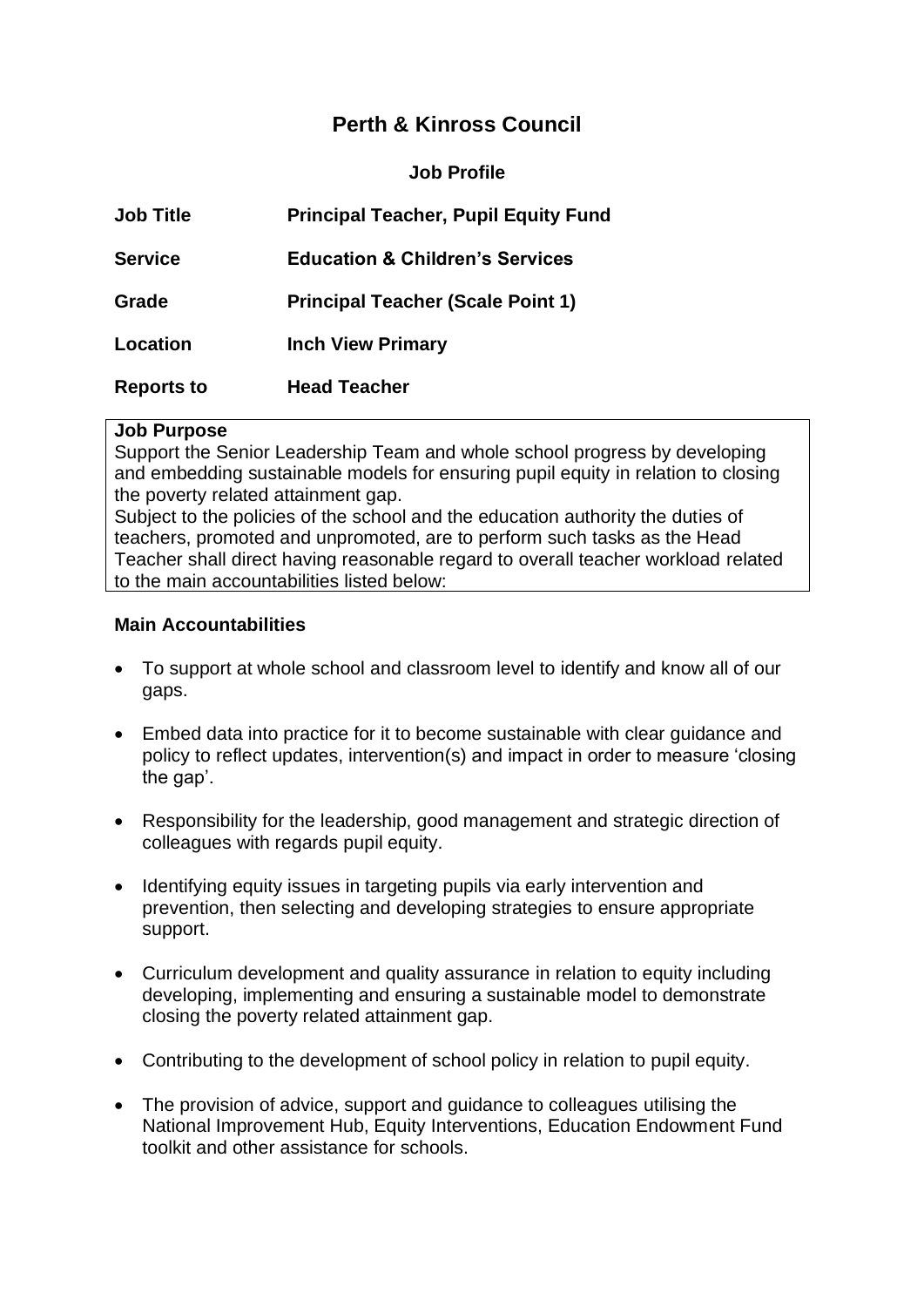# Perth & Kinross Council

**Job Profile**

| | |
|---|---|
| **Job Title** | **Principal Teacher, Pupil Equity Fund** |
| **Service** | **Education & Children's Services** |
| **Grade** | **Principal Teacher (Scale Point 1)** |
| **Location** | **Inch View Primary** |
| **Reports to** | **Head Teacher** |

**Job Purpose**

Support the Senior Leadership Team and whole school progress by developing and embedding sustainable models for ensuring pupil equity in relation to closing the poverty related attainment gap.

Subject to the policies of the school and the education authority the duties of teachers, promoted and unpromoted, are to perform such tasks as the Head Teacher shall direct having reasonable regard to overall teacher workload related to the main accountabilities listed below:

**Main Accountabilities**

- To support at whole school and classroom level to identify and know all of our gaps.
- Embed data into practice for it to become sustainable with clear guidance and policy to reflect updates, intervention(s) and impact in order to measure 'closing the gap'.
- Responsibility for the leadership, good management and strategic direction of colleagues with regards pupil equity.
- Identifying equity issues in targeting pupils via early intervention and prevention, then selecting and developing strategies to ensure appropriate support.
- Curriculum development and quality assurance in relation to equity including developing, implementing and ensuring a sustainable model to demonstrate closing the poverty related attainment gap.
- Contributing to the development of school policy in relation to pupil equity.
- The provision of advice, support and guidance to colleagues utilising the National Improvement Hub, Equity Interventions, Education Endowment Fund toolkit and other assistance for schools.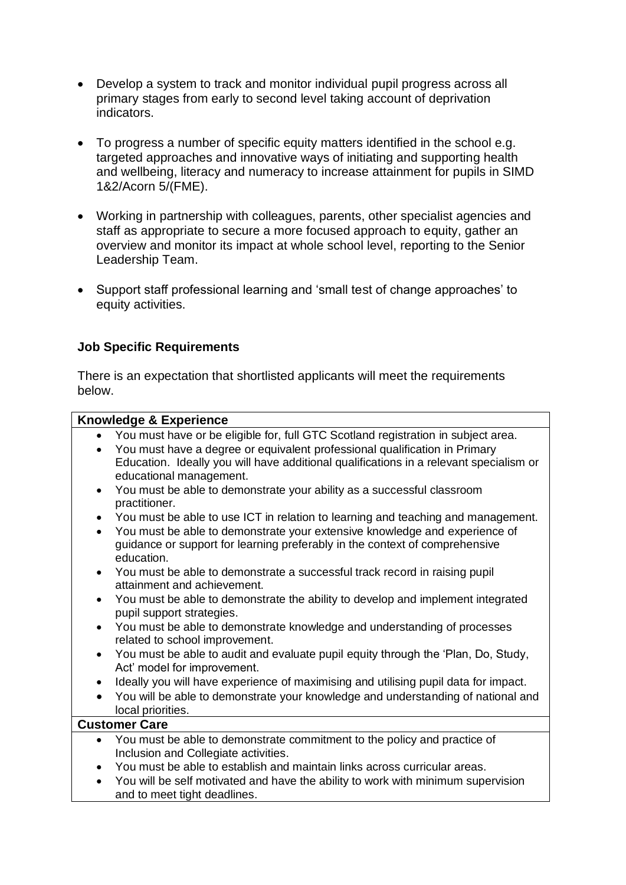- Develop a system to track and monitor individual pupil progress across all primary stages from early to second level taking account of deprivation indicators.
- To progress a number of specific equity matters identified in the school e.g. targeted approaches and innovative ways of initiating and supporting health and wellbeing, literacy and numeracy to increase attainment for pupils in SIMD 1&2/Acorn 5/(FME).
- Working in partnership with colleagues, parents, other specialist agencies and staff as appropriate to secure a more focused approach to equity, gather an overview and monitor its impact at whole school level, reporting to the Senior Leadership Team.
- Support staff professional learning and 'small test of change approaches' to equity activities.

### Job Specific Requirements

There is an expectation that shortlisted applicants will meet the requirements below.

| **Knowledge & Experience** |
|---|
| • You must have or be eligible for, full GTC Scotland registration in subject area.<br>• You must have a degree or equivalent professional qualification in Primary Education. Ideally you will have additional qualifications in a relevant specialism or educational management.<br>• You must be able to demonstrate your ability as a successful classroom practitioner.<br>• You must be able to use ICT in relation to learning and teaching and management.<br>• You must be able to demonstrate your extensive knowledge and experience of guidance or support for learning preferably in the context of comprehensive education.<br>• You must be able to demonstrate a successful track record in raising pupil attainment and achievement.<br>• You must be able to demonstrate the ability to develop and implement integrated pupil support strategies.<br>• You must be able to demonstrate knowledge and understanding of processes related to school improvement.<br>• You must be able to audit and evaluate pupil equity through the 'Plan, Do, Study, Act' model for improvement.<br>• Ideally you will have experience of maximising and utilising pupil data for impact.<br>• You will be able to demonstrate your knowledge and understanding of national and local priorities. |
| **Customer Care** |
| • You must be able to demonstrate commitment to the policy and practice of Inclusion and Collegiate activities.<br>• You must be able to establish and maintain links across curricular areas.<br>• You will be self motivated and have the ability to work with minimum supervision and to meet tight deadlines. |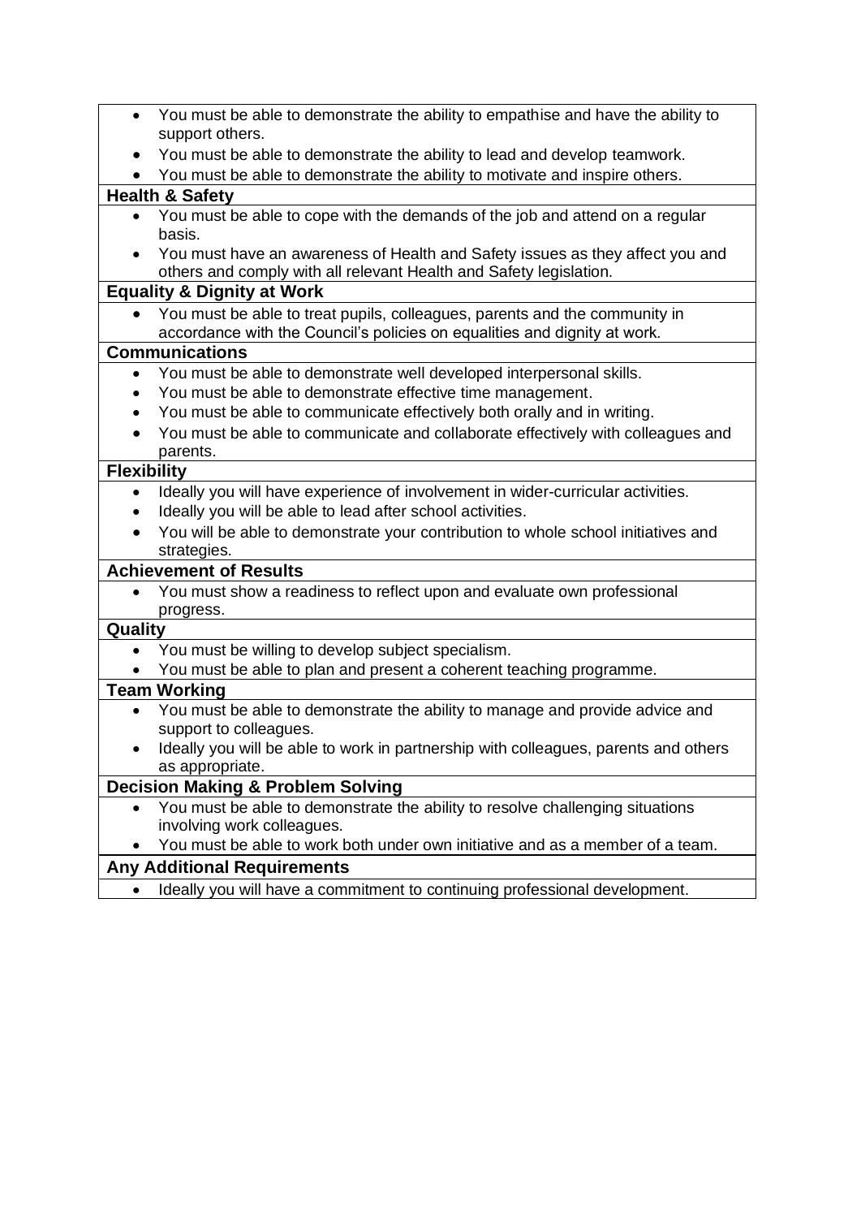- You must be able to demonstrate the ability to empathise and have the ability to support others.
- You must be able to demonstrate the ability to lead and develop teamwork.
- You must be able to demonstrate the ability to motivate and inspire others.

**Health & Safety**

- You must be able to cope with the demands of the job and attend on a regular basis.
- You must have an awareness of Health and Safety issues as they affect you and others and comply with all relevant Health and Safety legislation.

**Equality & Dignity at Work**

- You must be able to treat pupils, colleagues, parents and the community in accordance with the Council's policies on equalities and dignity at work.

**Communications**

- You must be able to demonstrate well developed interpersonal skills.
- You must be able to demonstrate effective time management.
- You must be able to communicate effectively both orally and in writing.
- You must be able to communicate and collaborate effectively with colleagues and parents.

**Flexibility**

- Ideally you will have experience of involvement in wider-curricular activities.
- Ideally you will be able to lead after school activities.
- You will be able to demonstrate your contribution to whole school initiatives and strategies.

**Achievement of Results**

- You must show a readiness to reflect upon and evaluate own professional progress.

**Quality**

- You must be willing to develop subject specialism.
- You must be able to plan and present a coherent teaching programme.

**Team Working**

- You must be able to demonstrate the ability to manage and provide advice and support to colleagues.
- Ideally you will be able to work in partnership with colleagues, parents and others as appropriate.

**Decision Making & Problem Solving**

- You must be able to demonstrate the ability to resolve challenging situations involving work colleagues.
- You must be able to work both under own initiative and as a member of a team.

**Any Additional Requirements**

- Ideally you will have a commitment to continuing professional development.